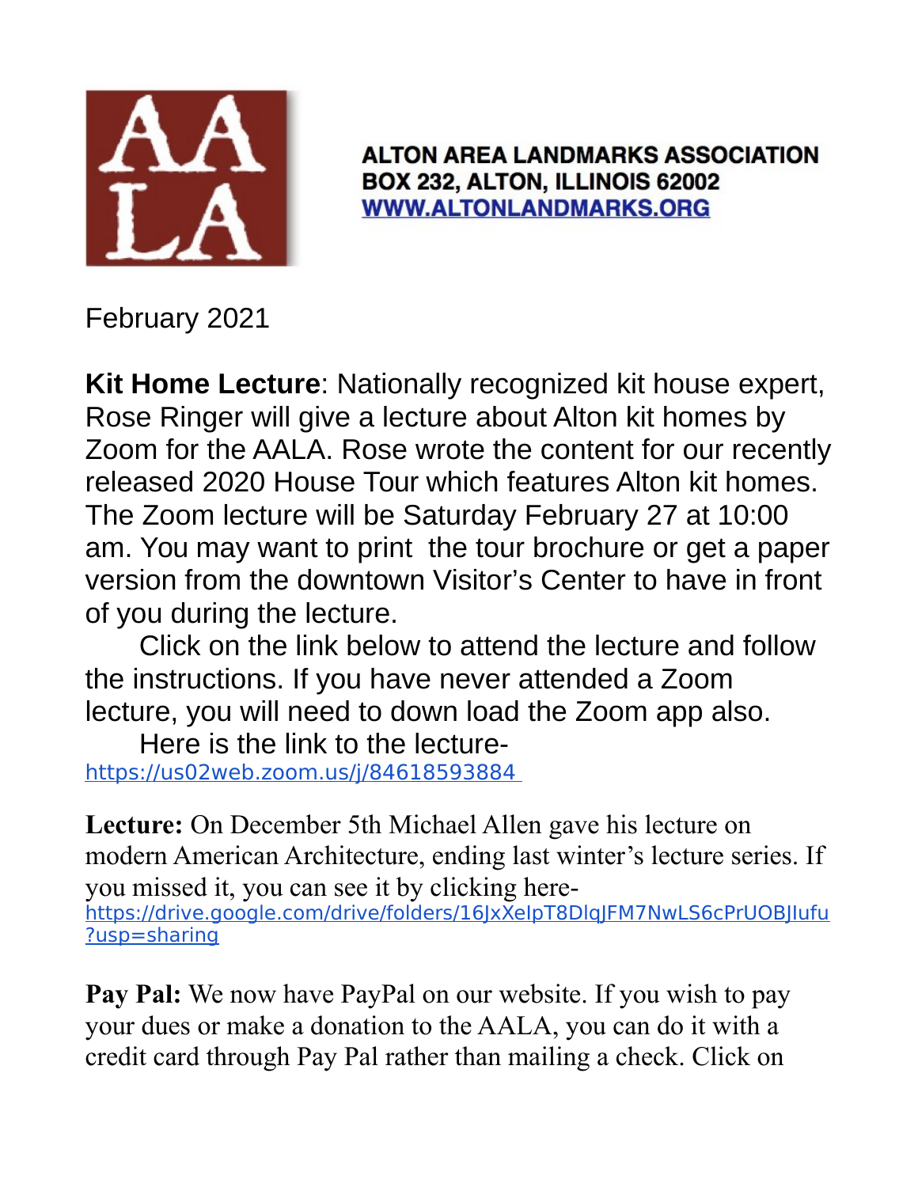AA
LA

**ALTON AREA LANDMARKS ASSOCIATION**
**BOX 232, ALTON, ILLINOIS 62002**
**[WWW.ALTONLANDMARKS.ORG](http://www.altonlandmarks.org)**

February 2021

**Kit Home Lecture**: Nationally recognized kit house expert, Rose Ringer will give a lecture about Alton kit homes by Zoom for the AALA. Rose wrote the content for our recently released 2020 House Tour which features Alton kit homes. The Zoom lecture will be Saturday February 27 at 10:00 am. You may want to print the tour brochure or get a paper version from the downtown Visitor's Center to have in front of you during the lecture.

Click on the link below to attend the lecture and follow the instructions. If you have never attended a Zoom lecture, you will need to down load the Zoom app also.

Here is the link to the lecture- https://us02web.zoom.us/j/84618593884

**Lecture:** On December 5th Michael Allen gave his lecture on modern American Architecture, ending last winter's lecture series. If you missed it, you can see it by clicking here- https://drive.google.com/drive/folders/16JxXeIpT8DlqJFM7NwLS6cPrUOBJIufu?usp=sharing

**Pay Pal:** We now have PayPal on our website. If you wish to pay your dues or make a donation to the AALA, you can do it with a credit card through Pay Pal rather than mailing a check. Click on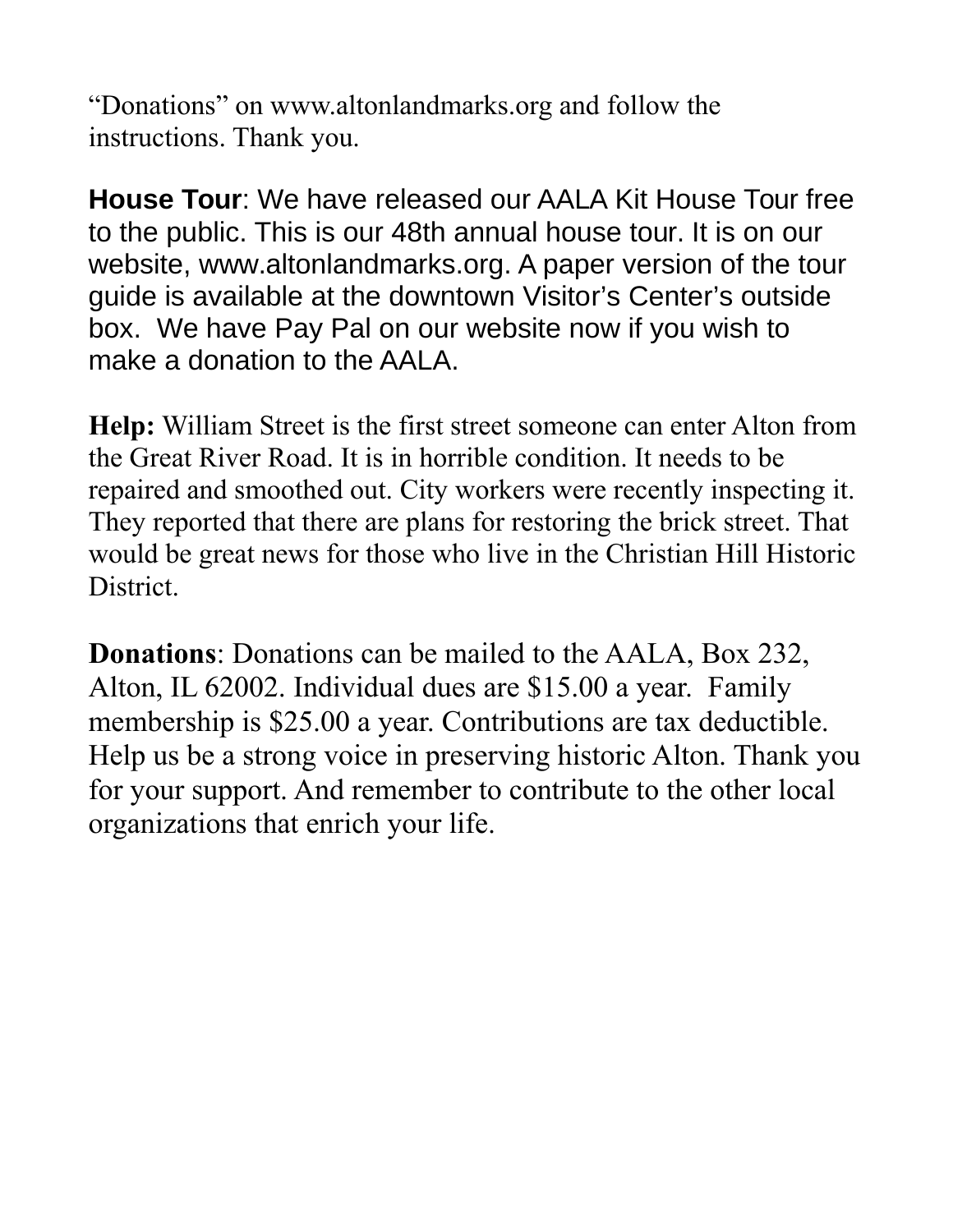"Donations" on www.altonlandmarks.org and follow the instructions. Thank you.

**House Tour**: We have released our AALA Kit House Tour free to the public. This is our 48th annual house tour. It is on our website, www.altonlandmarks.org. A paper version of the tour guide is available at the downtown Visitor's Center's outside box. We have Pay Pal on our website now if you wish to make a donation to the AALA.

**Help:** William Street is the first street someone can enter Alton from the Great River Road. It is in horrible condition. It needs to be repaired and smoothed out. City workers were recently inspecting it. They reported that there are plans for restoring the brick street. That would be great news for those who live in the Christian Hill Historic District.

**Donations**: Donations can be mailed to the AALA, Box 232, Alton, IL 62002. Individual dues are $15.00 a year. Family membership is $25.00 a year. Contributions are tax deductible. Help us be a strong voice in preserving historic Alton. Thank you for your support. And remember to contribute to the other local organizations that enrich your life.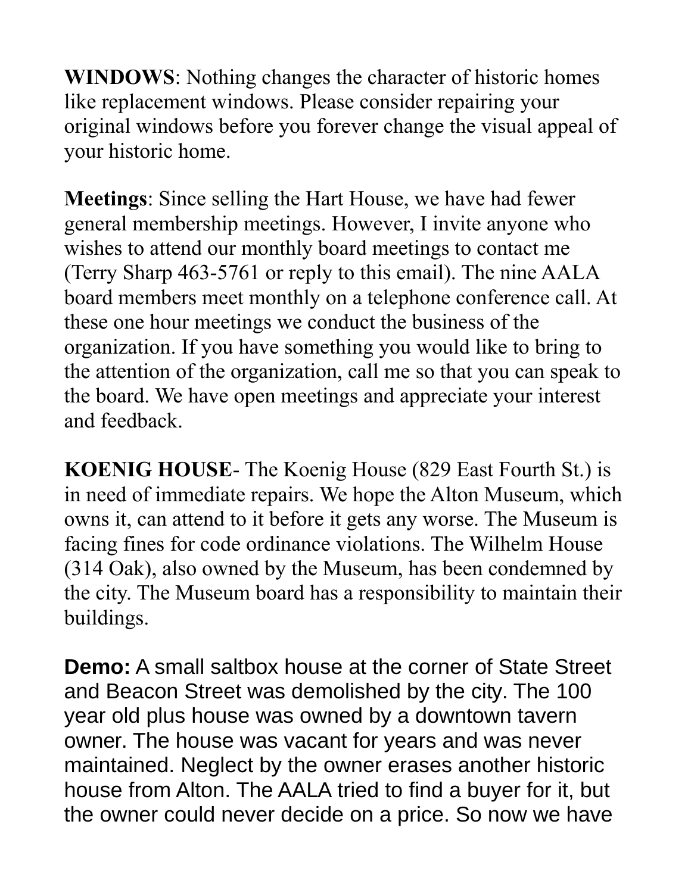**WINDOWS**: Nothing changes the character of historic homes like replacement windows. Please consider repairing your original windows before you forever change the visual appeal of your historic home.

**Meetings**: Since selling the Hart House, we have had fewer general membership meetings. However, I invite anyone who wishes to attend our monthly board meetings to contact me (Terry Sharp 463-5761 or reply to this email). The nine AALA board members meet monthly on a telephone conference call. At these one hour meetings we conduct the business of the organization. If you have something you would like to bring to the attention of the organization, call me so that you can speak to the board. We have open meetings and appreciate your interest and feedback.

**KOENIG HOUSE**- The Koenig House (829 East Fourth St.) is in need of immediate repairs. We hope the Alton Museum, which owns it, can attend to it before it gets any worse. The Museum is facing fines for code ordinance violations. The Wilhelm House (314 Oak), also owned by the Museum, has been condemned by the city. The Museum board has a responsibility to maintain their buildings.

**Demo:** A small saltbox house at the corner of State Street and Beacon Street was demolished by the city. The 100 year old plus house was owned by a downtown tavern owner. The house was vacant for years and was never maintained. Neglect by the owner erases another historic house from Alton. The AALA tried to find a buyer for it, but the owner could never decide on a price. So now we have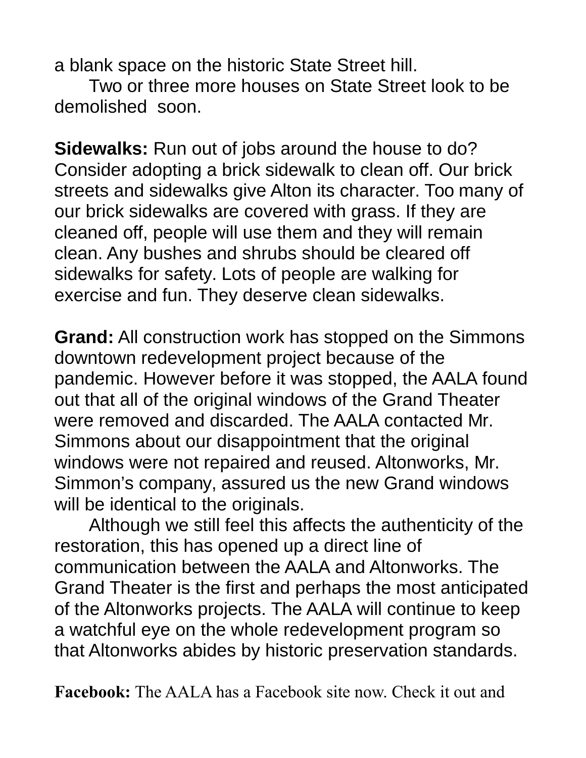a blank space on the historic State Street hill.

Two or three more houses on State Street look to be demolished soon.

**Sidewalks:** Run out of jobs around the house to do? Consider adopting a brick sidewalk to clean off. Our brick streets and sidewalks give Alton its character. Too many of our brick sidewalks are covered with grass. If they are cleaned off, people will use them and they will remain clean. Any bushes and shrubs should be cleared off sidewalks for safety. Lots of people are walking for exercise and fun. They deserve clean sidewalks.

**Grand:** All construction work has stopped on the Simmons downtown redevelopment project because of the pandemic. However before it was stopped, the AALA found out that all of the original windows of the Grand Theater were removed and discarded. The AALA contacted Mr. Simmons about our disappointment that the original windows were not repaired and reused. Altonworks, Mr. Simmon's company, assured us the new Grand windows will be identical to the originals.

Although we still feel this affects the authenticity of the restoration, this has opened up a direct line of communication between the AALA and Altonworks. The Grand Theater is the first and perhaps the most anticipated of the Altonworks projects. The AALA will continue to keep a watchful eye on the whole redevelopment program so that Altonworks abides by historic preservation standards.

**Facebook:** The AALA has a Facebook site now. Check it out and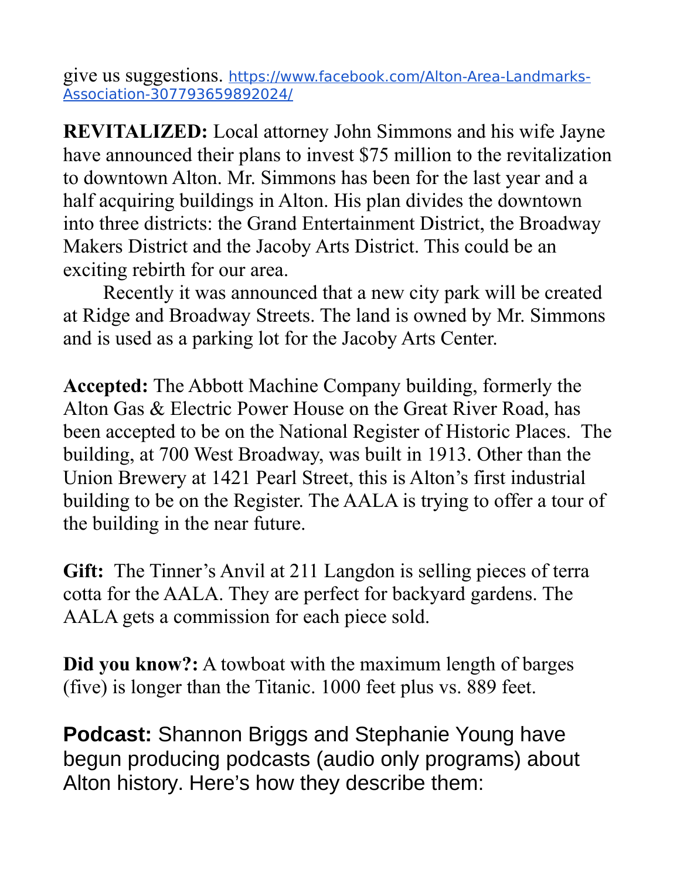give us suggestions. https://www.facebook.com/Alton-Area-Landmarks-Association-307793659892024/

**REVITALIZED:** Local attorney John Simmons and his wife Jayne have announced their plans to invest $75 million to the revitalization to downtown Alton. Mr. Simmons has been for the last year and a half acquiring buildings in Alton. His plan divides the downtown into three districts: the Grand Entertainment District, the Broadway Makers District and the Jacoby Arts District. This could be an exciting rebirth for our area.

Recently it was announced that a new city park will be created at Ridge and Broadway Streets. The land is owned by Mr. Simmons and is used as a parking lot for the Jacoby Arts Center.

**Accepted:** The Abbott Machine Company building, formerly the Alton Gas & Electric Power House on the Great River Road, has been accepted to be on the National Register of Historic Places. The building, at 700 West Broadway, was built in 1913. Other than the Union Brewery at 1421 Pearl Street, this is Alton's first industrial building to be on the Register. The AALA is trying to offer a tour of the building in the near future.

**Gift:** The Tinner's Anvil at 211 Langdon is selling pieces of terra cotta for the AALA. They are perfect for backyard gardens. The AALA gets a commission for each piece sold.

**Did you know?:** A towboat with the maximum length of barges (five) is longer than the Titanic. 1000 feet plus vs. 889 feet.

**Podcast:** Shannon Briggs and Stephanie Young have begun producing podcasts (audio only programs) about Alton history. Here's how they describe them: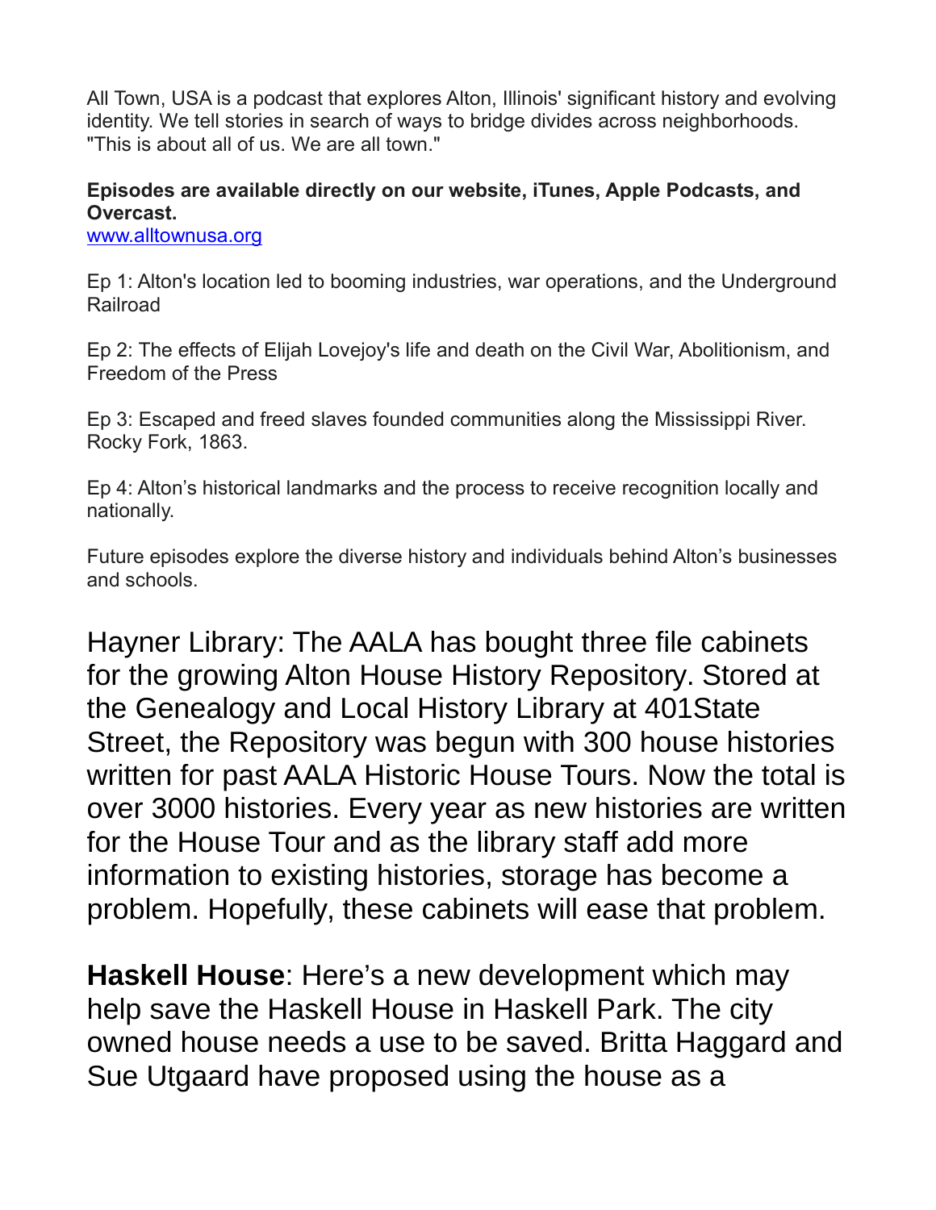All Town, USA is a podcast that explores Alton, Illinois' significant history and evolving identity. We tell stories in search of ways to bridge divides across neighborhoods. "This is about all of us. We are all town."

**Episodes are available directly on our website, iTunes, Apple Podcasts, and Overcast.**
[www.alltownusa.org](www.alltownusa.org)

Ep 1: Alton's location led to booming industries, war operations, and the Underground Railroad

Ep 2: The effects of Elijah Lovejoy's life and death on the Civil War, Abolitionism, and Freedom of the Press

Ep 3: Escaped and freed slaves founded communities along the Mississippi River. Rocky Fork, 1863.

Ep 4: Alton's historical landmarks and the process to receive recognition locally and nationally.

Future episodes explore the diverse history and individuals behind Alton's businesses and schools.

Hayner Library: The AALA has bought three file cabinets for the growing Alton House History Repository. Stored at the Genealogy and Local History Library at 401State Street, the Repository was begun with 300 house histories written for past AALA Historic House Tours. Now the total is over 3000 histories. Every year as new histories are written for the House Tour and as the library staff add more information to existing histories, storage has become a problem. Hopefully, these cabinets will ease that problem.

**Haskell House**: Here's a new development which may help save the Haskell House in Haskell Park. The city owned house needs a use to be saved. Britta Haggard and Sue Utgaard have proposed using the house as a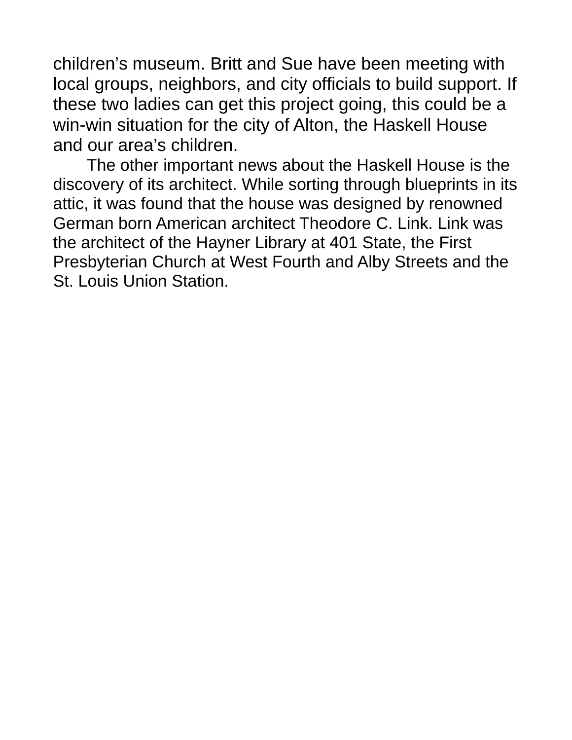children's museum. Britt and Sue have been meeting with local groups, neighbors, and city officials to build support. If these two ladies can get this project going, this could be a win-win situation for the city of Alton, the Haskell House and our area's children.

The other important news about the Haskell House is the discovery of its architect. While sorting through blueprints in its attic, it was found that the house was designed by renowned German born American architect Theodore C. Link. Link was the architect of the Hayner Library at 401 State, the First Presbyterian Church at West Fourth and Alby Streets and the St. Louis Union Station.